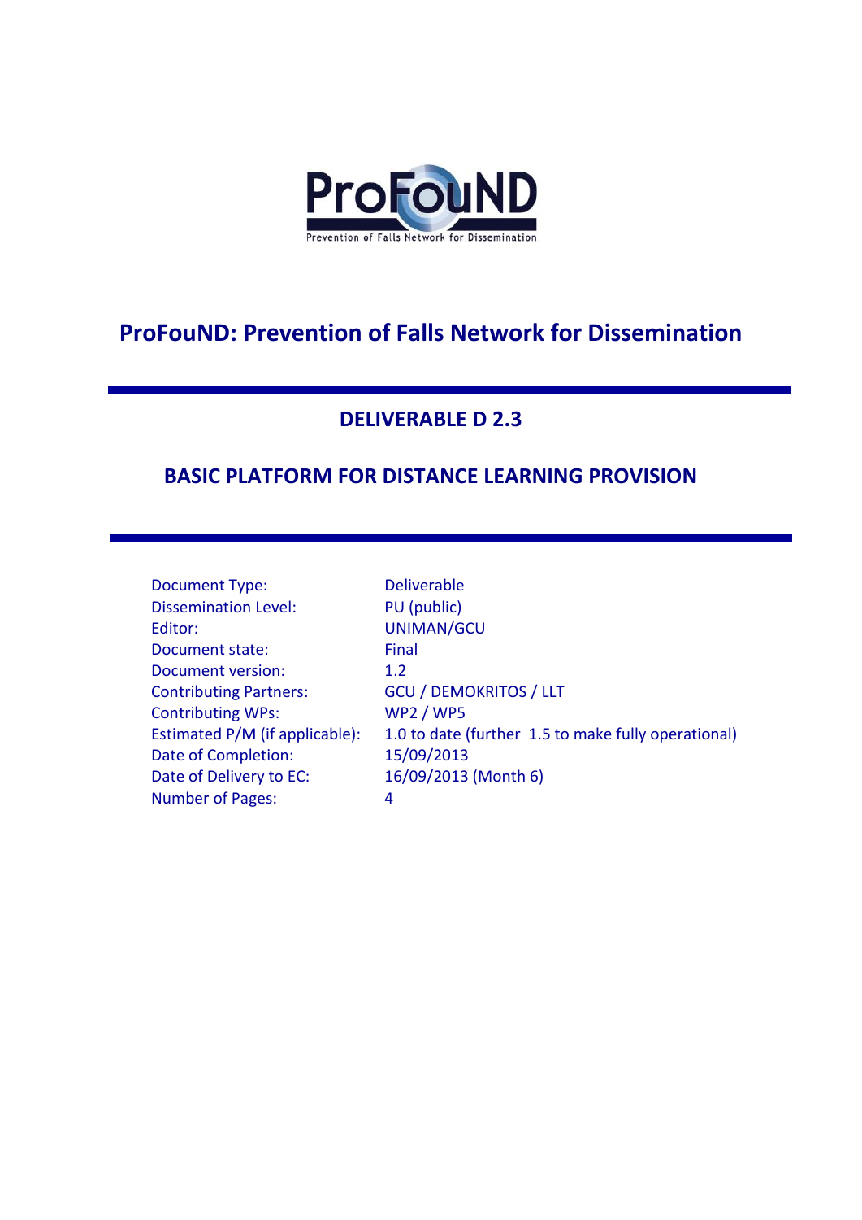ProFouND

Prevention of Falls Network for Dissemination

# ProFouND: Prevention of Falls Network for Dissemination

## DELIVERABLE D 2.3

## BASIC PLATFORM FOR DISTANCE LEARNING PROVISION

| | |
|---|---|
| Document Type: | Deliverable |
| Dissemination Level: | PU (public) |
| Editor: | UNIMAN/GCU |
| Document state: | Final |
| Document version: | 1.2 |
| Contributing Partners: | GCU / DEMOKRITOS / LLT |
| Contributing WPs: | WP2 / WP5 |
| Estimated P/M (if applicable): | 1.0 to date (further 1.5 to make fully operational) |
| Date of Completion: | 15/09/2013 |
| Date of Delivery to EC: | 16/09/2013 (Month 6) |
| Number of Pages: | 4 |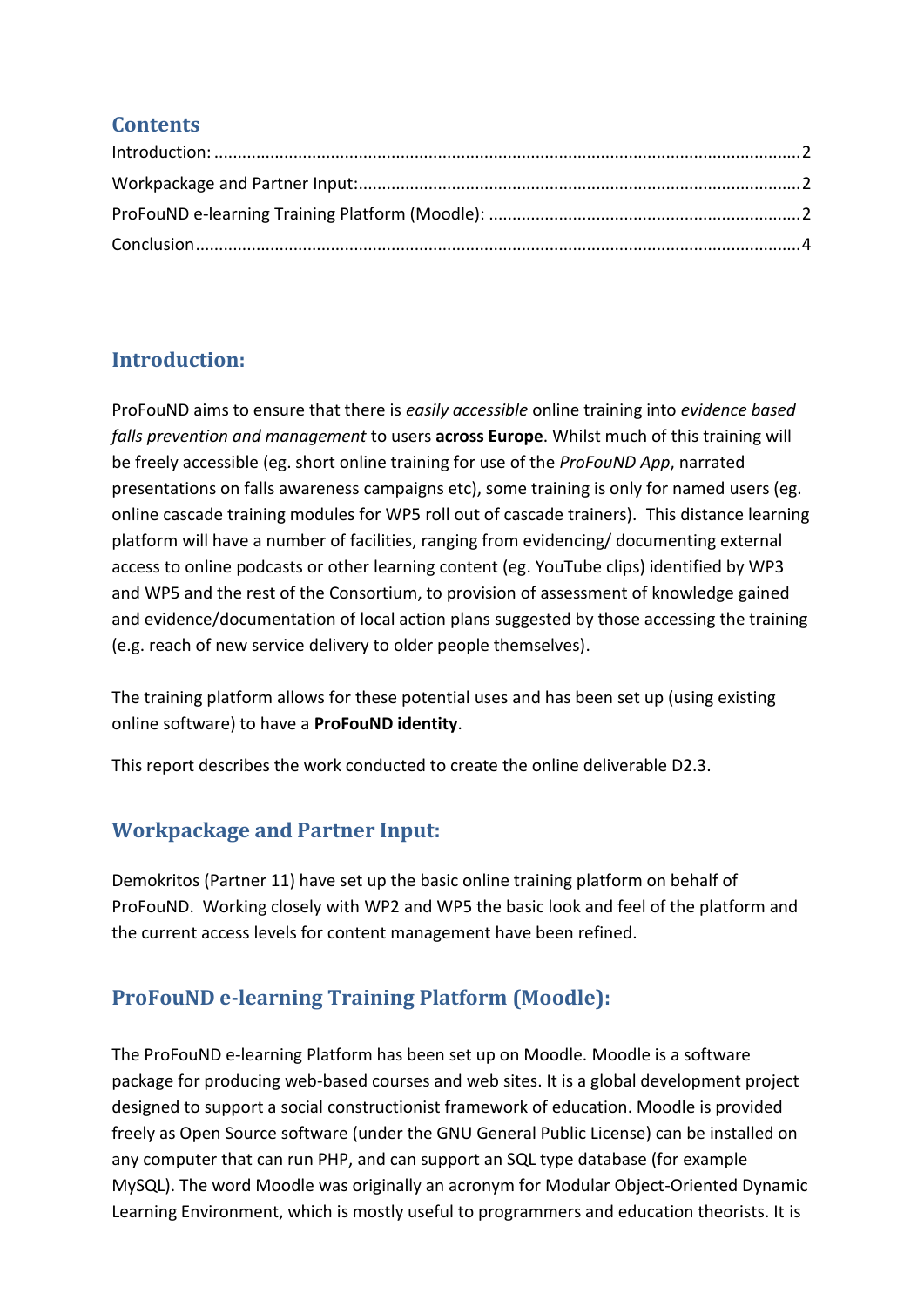## Contents

Introduction: ...2
Workpackage and Partner Input: ...2
ProFouND e-learning Training Platform (Moodle): ...2
Conclusion ...4

## Introduction:

ProFouND aims to ensure that there is *easily accessible* online training into *evidence based falls prevention and management* to users **across Europe**. Whilst much of this training will be freely accessible (eg. short online training for use of the *ProFouND App*, narrated presentations on falls awareness campaigns etc), some training is only for named users (eg. online cascade training modules for WP5 roll out of cascade trainers). This distance learning platform will have a number of facilities, ranging from evidencing/ documenting external access to online podcasts or other learning content (eg. YouTube clips) identified by WP3 and WP5 and the rest of the Consortium, to provision of assessment of knowledge gained and evidence/documentation of local action plans suggested by those accessing the training (e.g. reach of new service delivery to older people themselves).

The training platform allows for these potential uses and has been set up (using existing online software) to have a **ProFouND identity**.

This report describes the work conducted to create the online deliverable D2.3.

## Workpackage and Partner Input:

Demokritos (Partner 11) have set up the basic online training platform on behalf of ProFouND. Working closely with WP2 and WP5 the basic look and feel of the platform and the current access levels for content management have been refined.

## ProFouND e-learning Training Platform (Moodle):

The ProFouND e-learning Platform has been set up on Moodle. Moodle is a software package for producing web-based courses and web sites. It is a global development project designed to support a social constructionist framework of education. Moodle is provided freely as Open Source software (under the GNU General Public License) can be installed on any computer that can run PHP, and can support an SQL type database (for example MySQL). The word Moodle was originally an acronym for Modular Object-Oriented Dynamic Learning Environment, which is mostly useful to programmers and education theorists. It is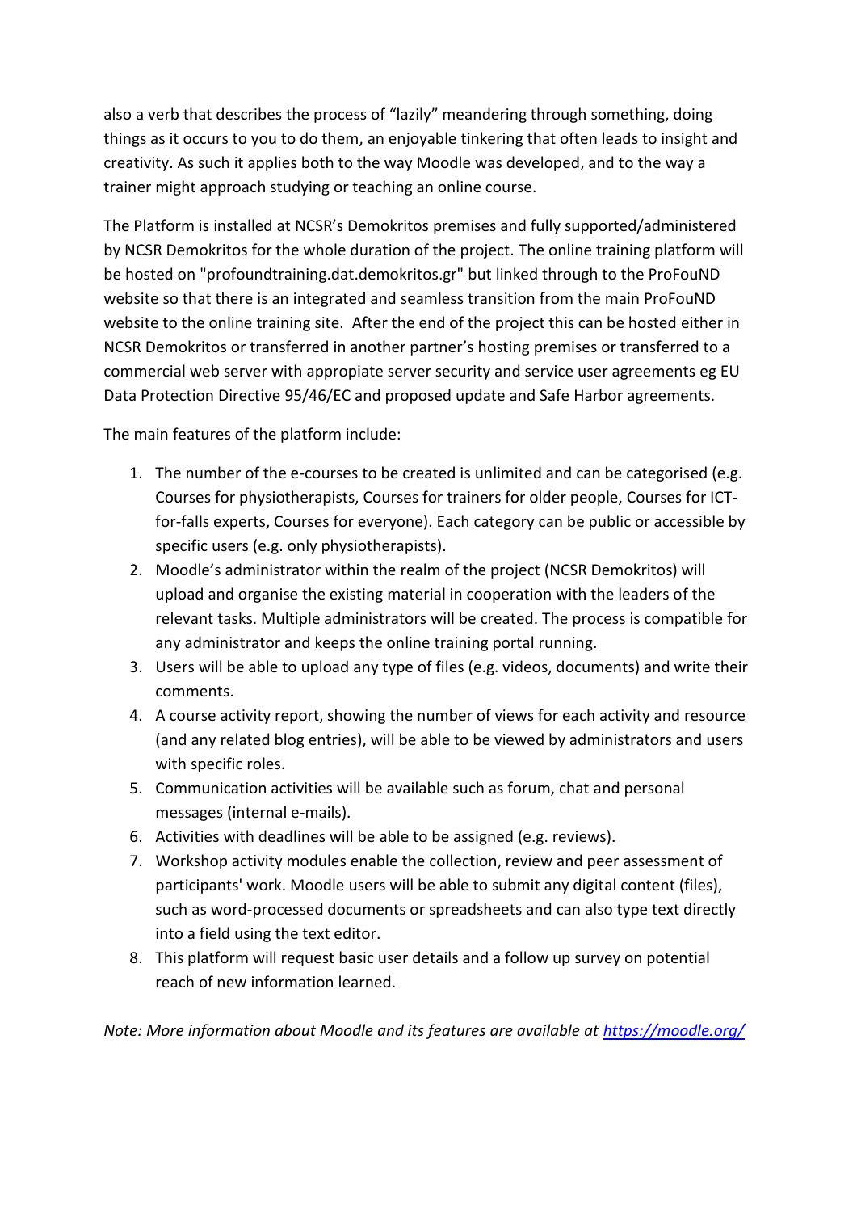also a verb that describes the process of "lazily" meandering through something, doing things as it occurs to you to do them, an enjoyable tinkering that often leads to insight and creativity. As such it applies both to the way Moodle was developed, and to the way a trainer might approach studying or teaching an online course.

The Platform is installed at NCSR's Demokritos premises and fully supported/administered by NCSR Demokritos for the whole duration of the project. The online training platform will be hosted on "profoundtraining.dat.demokritos.gr" but linked through to the ProFouND website so that there is an integrated and seamless transition from the main ProFouND website to the online training site. After the end of the project this can be hosted either in NCSR Demokritos or transferred in another partner's hosting premises or transferred to a commercial web server with appropiate server security and service user agreements eg EU Data Protection Directive 95/46/EC and proposed update and Safe Harbor agreements.

The main features of the platform include:

1. The number of the e-courses to be created is unlimited and can be categorised (e.g. Courses for physiotherapists, Courses for trainers for older people, Courses for ICT-for-falls experts, Courses for everyone). Each category can be public or accessible by specific users (e.g. only physiotherapists).
2. Moodle's administrator within the realm of the project (NCSR Demokritos) will upload and organise the existing material in cooperation with the leaders of the relevant tasks. Multiple administrators will be created. The process is compatible for any administrator and keeps the online training portal running.
3. Users will be able to upload any type of files (e.g. videos, documents) and write their comments.
4. A course activity report, showing the number of views for each activity and resource (and any related blog entries), will be able to be viewed by administrators and users with specific roles.
5. Communication activities will be available such as forum, chat and personal messages (internal e-mails).
6. Activities with deadlines will be able to be assigned (e.g. reviews).
7. Workshop activity modules enable the collection, review and peer assessment of participants' work. Moodle users will be able to submit any digital content (files), such as word-processed documents or spreadsheets and can also type text directly into a field using the text editor.
8. This platform will request basic user details and a follow up survey on potential reach of new information learned.

*Note: More information about Moodle and its features are available at [https://moodle.org/](https://moodle.org/)*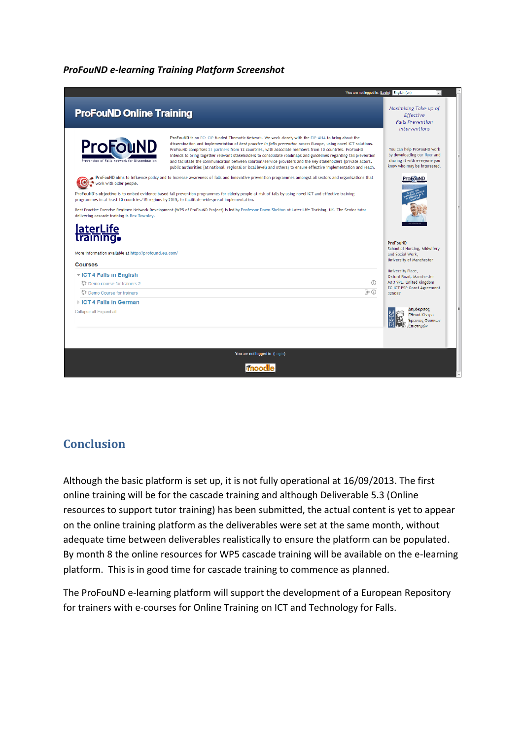*ProFouND e-learning Training Platform Screenshot*

## Conclusion

Although the basic platform is set up, it is not fully operational at 16/09/2013. The first online training will be for the cascade training and although Deliverable 5.3 (Online resources to support tutor training) has been submitted, the actual content is yet to appear on the online training platform as the deliverables were set at the same month, without adequate time between deliverables realistically to ensure the platform can be populated. By month 8 the online resources for WP5 cascade training will be available on the e-learning platform. This is in good time for cascade training to commence as planned.

The ProFouND e-learning platform will support the development of a European Repository for trainers with e-courses for Online Training on ICT and Technology for Falls.